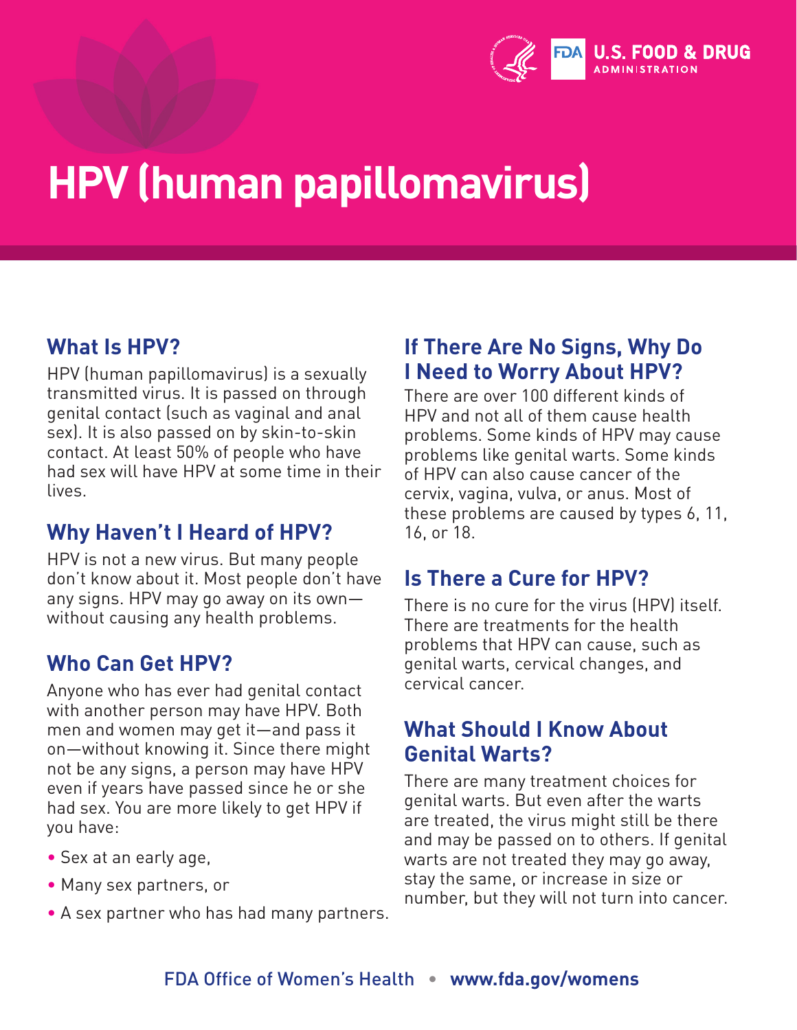# HPV (human papillomavirus)

## What Is HPV?

HPV (human papillomavirus) is a sexually transmitted virus. It is passed on through genital contact (such as vaginal and anal sex). It is also passed on by skin-to-skin contact. At least 50% of people who have had sex will have HPV at some time in their lives.

## Why Haven't I Heard of HPV?

HPV is not a new virus. But many people don't know about it. Most people don't have any signs. HPV may go away on its own—without causing any health problems.

## Who Can Get HPV?

Anyone who has ever had genital contact with another person may have HPV. Both men and women may get it—and pass it on—without knowing it. Since there might not be any signs, a person may have HPV even if years have passed since he or she had sex. You are more likely to get HPV if you have:

- Sex at an early age,
- Many sex partners, or
- A sex partner who has had many partners.

## If There Are No Signs, Why Do I Need to Worry About HPV?

There are over 100 different kinds of HPV and not all of them cause health problems. Some kinds of HPV may cause problems like genital warts. Some kinds of HPV can also cause cancer of the cervix, vagina, vulva, or anus. Most of these problems are caused by types 6, 11, 16, or 18.

## Is There a Cure for HPV?

There is no cure for the virus (HPV) itself. There are treatments for the health problems that HPV can cause, such as genital warts, cervical changes, and cervical cancer.

## What Should I Know About Genital Warts?

There are many treatment choices for genital warts. But even after the warts are treated, the virus might still be there and may be passed on to others. If genital warts are not treated they may go away, stay the same, or increase in size or number, but they will not turn into cancer.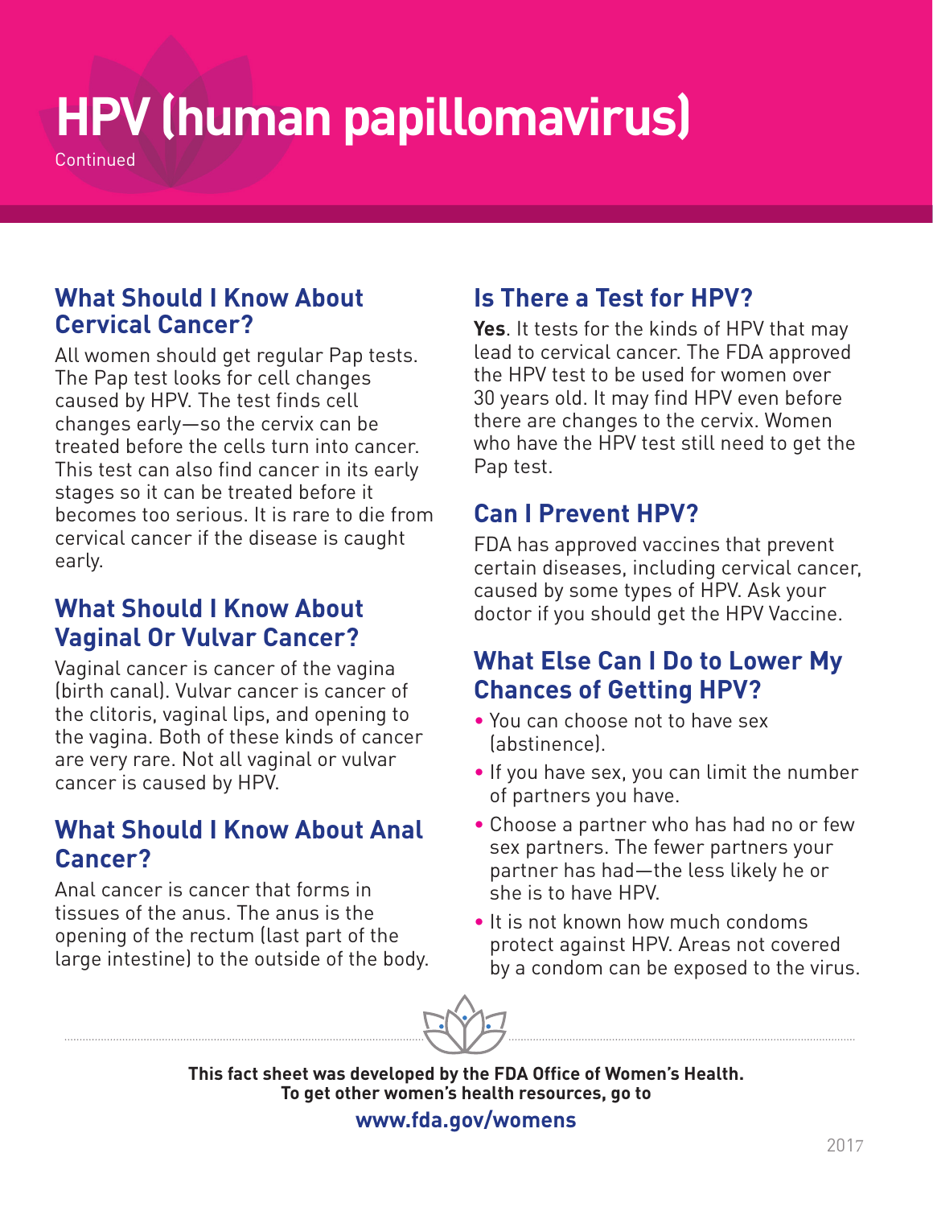# HPV (human papillomavirus)

Continued

## What Should I Know About Cervical Cancer?

All women should get regular Pap tests. The Pap test looks for cell changes caused by HPV. The test finds cell changes early—so the cervix can be treated before the cells turn into cancer. This test can also find cancer in its early stages so it can be treated before it becomes too serious. It is rare to die from cervical cancer if the disease is caught early.

## What Should I Know About Vaginal Or Vulvar Cancer?

Vaginal cancer is cancer of the vagina (birth canal). Vulvar cancer is cancer of the clitoris, vaginal lips, and opening to the vagina. Both of these kinds of cancer are very rare. Not all vaginal or vulvar cancer is caused by HPV.

## What Should I Know About Anal Cancer?

Anal cancer is cancer that forms in tissues of the anus. The anus is the opening of the rectum (last part of the large intestine) to the outside of the body.

## Is There a Test for HPV?

**Yes**. It tests for the kinds of HPV that may lead to cervical cancer. The FDA approved the HPV test to be used for women over 30 years old. It may find HPV even before there are changes to the cervix. Women who have the HPV test still need to get the Pap test.

## Can I Prevent HPV?

FDA has approved vaccines that prevent certain diseases, including cervical cancer, caused by some types of HPV. Ask your doctor if you should get the HPV Vaccine.

## What Else Can I Do to Lower My Chances of Getting HPV?

- You can choose not to have sex (abstinence).
- If you have sex, you can limit the number of partners you have.
- Choose a partner who has had no or few sex partners. The fewer partners your partner has had—the less likely he or she is to have HPV.
- It is not known how much condoms protect against HPV. Areas not covered by a condom can be exposed to the virus.

**This fact sheet was developed by the FDA Office of Women's Health. To get other women's health resources, go to**

**www.fda.gov/womens**

2017